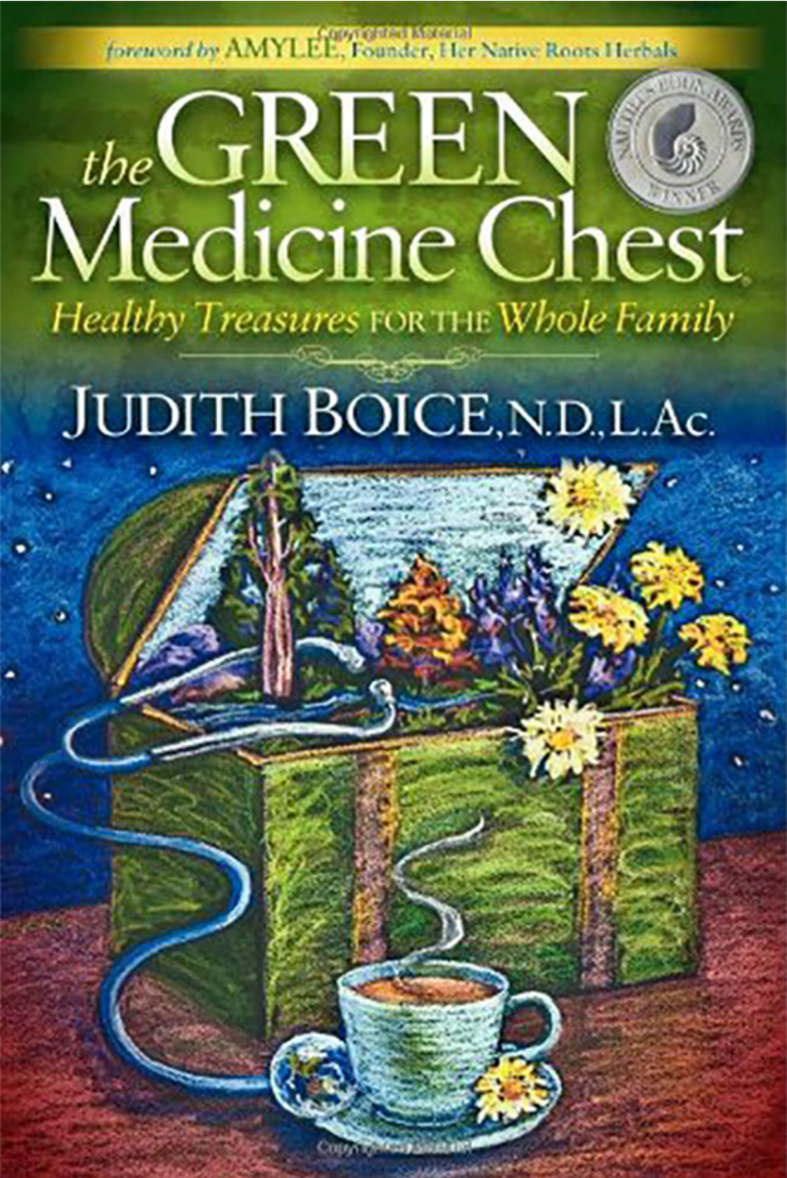*foreword by* AMYLEE, Founder, Her Native Roots Herbals

# *the* GREEN Medicine Chest

## *Healthy Treasures* FOR THE *Whole Family*

JUDITH BOICE, N.D., L.Ac.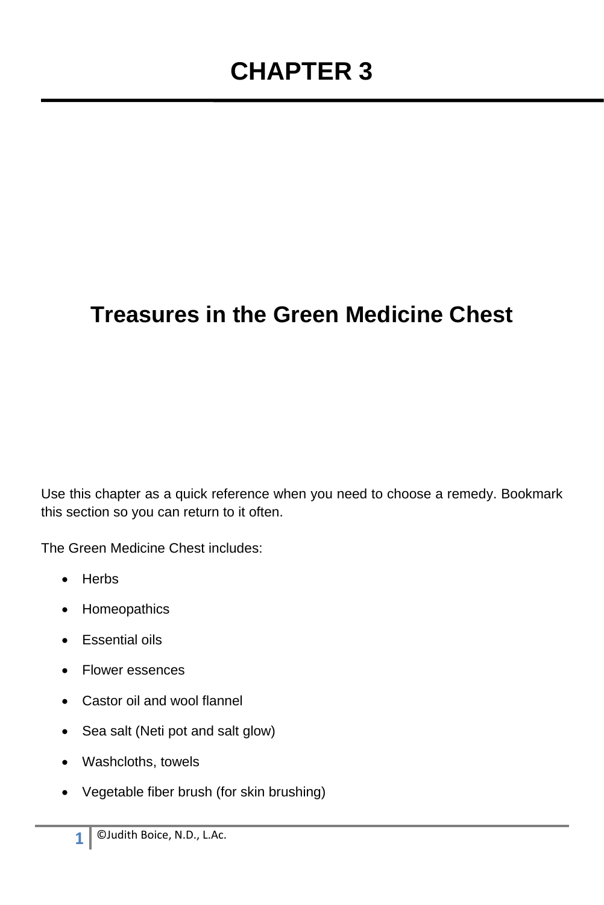# CHAPTER 3

## Treasures in the Green Medicine Chest

Use this chapter as a quick reference when you need to choose a remedy. Bookmark this section so you can return to it often.

The Green Medicine Chest includes:

- Herbs
- Homeopathics
- Essential oils
- Flower essences
- Castor oil and wool flannel
- Sea salt (Neti pot and salt glow)
- Washcloths, towels
- Vegetable fiber brush (for skin brushing)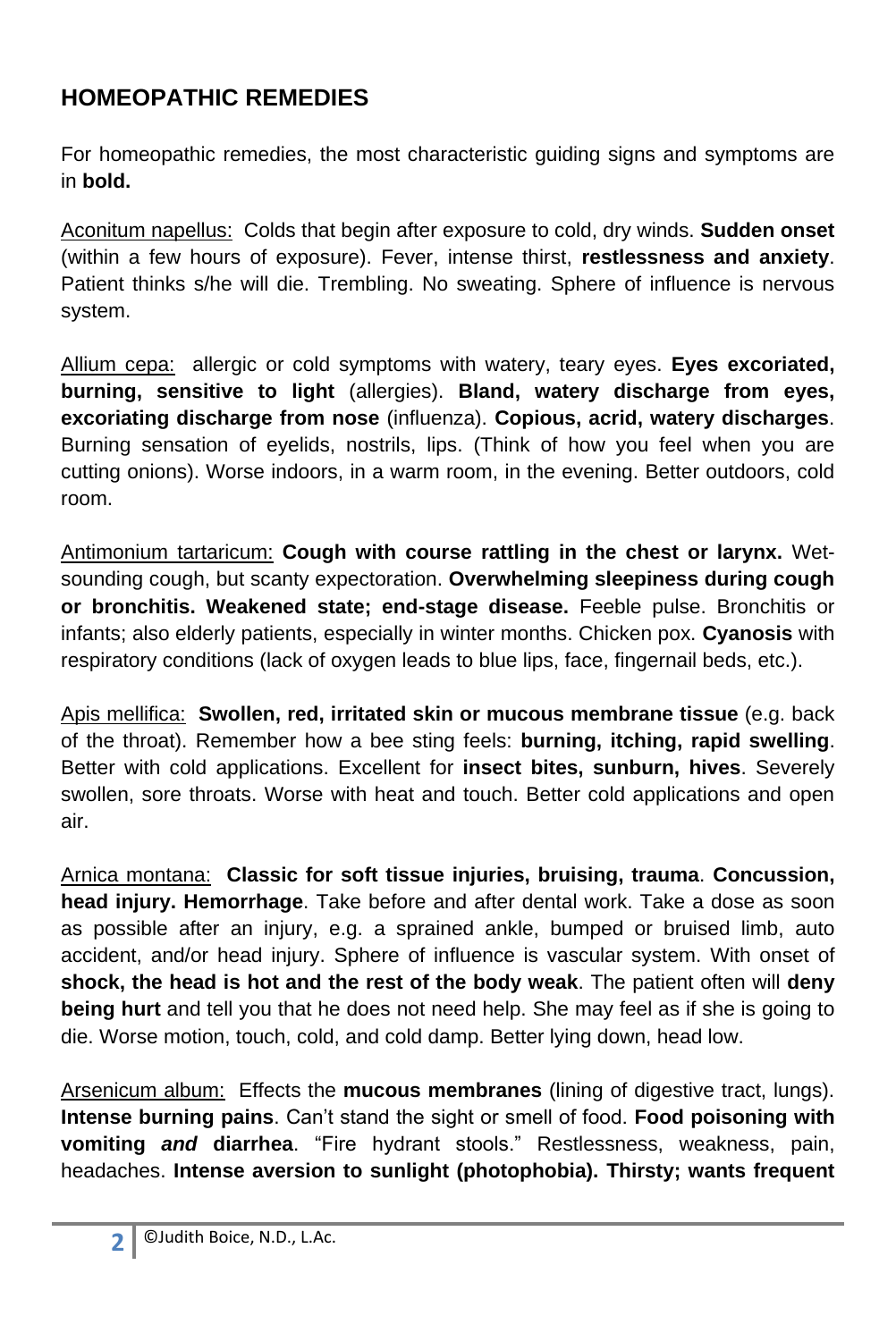## HOMEOPATHIC REMEDIES

For homeopathic remedies, the most characteristic guiding signs and symptoms are in **bold.**

<u>Aconitum napellus:</u> Colds that begin after exposure to cold, dry winds. **Sudden onset** (within a few hours of exposure). Fever, intense thirst, **restlessness and anxiety**. Patient thinks s/he will die. Trembling. No sweating. Sphere of influence is nervous system.

<u>Allium cepa:</u> allergic or cold symptoms with watery, teary eyes. **Eyes excoriated, burning, sensitive to light** (allergies). **Bland, watery discharge from eyes, excoriating discharge from nose** (influenza). **Copious, acrid, watery discharges**. Burning sensation of eyelids, nostrils, lips. (Think of how you feel when you are cutting onions). Worse indoors, in a warm room, in the evening. Better outdoors, cold room.

<u>Antimonium tartaricum:</u> **Cough with course rattling in the chest or larynx.** Wet-sounding cough, but scanty expectoration. **Overwhelming sleepiness during cough or bronchitis. Weakened state; end-stage disease.** Feeble pulse. Bronchitis or infants; also elderly patients, especially in winter months. Chicken pox. **Cyanosis** with respiratory conditions (lack of oxygen leads to blue lips, face, fingernail beds, etc.).

<u>Apis mellifica:</u> **Swollen, red, irritated skin or mucous membrane tissue** (e.g. back of the throat). Remember how a bee sting feels: **burning, itching, rapid swelling**. Better with cold applications. Excellent for **insect bites, sunburn, hives**. Severely swollen, sore throats. Worse with heat and touch. Better cold applications and open air.

<u>Arnica montana:</u> **Classic for soft tissue injuries, bruising, trauma**. **Concussion, head injury. Hemorrhage**. Take before and after dental work. Take a dose as soon as possible after an injury, e.g. a sprained ankle, bumped or bruised limb, auto accident, and/or head injury. Sphere of influence is vascular system. With onset of **shock, the head is hot and the rest of the body weak**. The patient often will **deny being hurt** and tell you that he does not need help. She may feel as if she is going to die. Worse motion, touch, cold, and cold damp. Better lying down, head low.

<u>Arsenicum album:</u> Effects the **mucous membranes** (lining of digestive tract, lungs). **Intense burning pains**. Can't stand the sight or smell of food. **Food poisoning with vomiting *and* diarrhea**. "Fire hydrant stools." Restlessness, weakness, pain, headaches. **Intense aversion to sunlight (photophobia). Thirsty; wants frequent**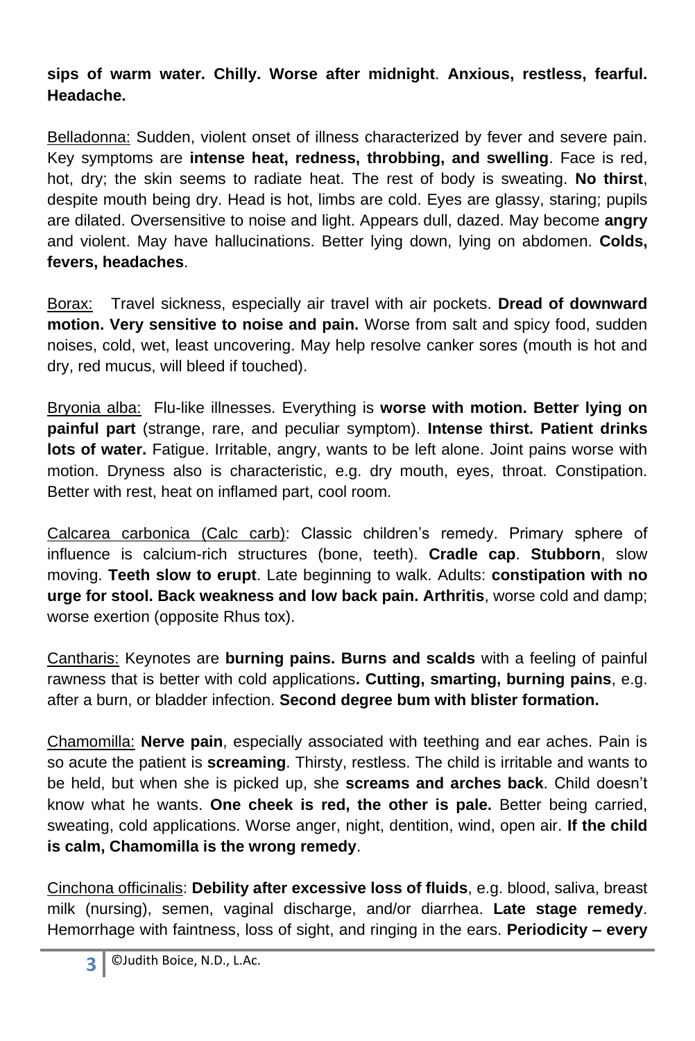**sips of warm water. Chilly. Worse after midnight**. **Anxious, restless, fearful. Headache.**

Belladonna: Sudden, violent onset of illness characterized by fever and severe pain. Key symptoms are **intense heat, redness, throbbing, and swelling**. Face is red, hot, dry; the skin seems to radiate heat. The rest of body is sweating. **No thirst**, despite mouth being dry. Head is hot, limbs are cold. Eyes are glassy, staring; pupils are dilated. Oversensitive to noise and light. Appears dull, dazed. May become **angry** and violent. May have hallucinations. Better lying down, lying on abdomen. **Colds, fevers, headaches**.

Borax: Travel sickness, especially air travel with air pockets. **Dread of downward motion. Very sensitive to noise and pain.** Worse from salt and spicy food, sudden noises, cold, wet, least uncovering. May help resolve canker sores (mouth is hot and dry, red mucus, will bleed if touched).

Bryonia alba: Flu-like illnesses. Everything is **worse with motion. Better lying on painful part** (strange, rare, and peculiar symptom). **Intense thirst. Patient drinks lots of water.** Fatigue. Irritable, angry, wants to be left alone. Joint pains worse with motion. Dryness also is characteristic, e.g. dry mouth, eyes, throat. Constipation. Better with rest, heat on inflamed part, cool room.

Calcarea carbonica (Calc carb): Classic children's remedy. Primary sphere of influence is calcium-rich structures (bone, teeth). **Cradle cap**. **Stubborn**, slow moving. **Teeth slow to erupt**. Late beginning to walk. Adults: **constipation with no urge for stool. Back weakness and low back pain. Arthritis**, worse cold and damp; worse exertion (opposite Rhus tox).

Cantharis: Keynotes are **burning pains. Burns and scalds** with a feeling of painful rawness that is better with cold applications**. Cutting, smarting, burning pains**, e.g. after a burn, or bladder infection. **Second degree bum with blister formation.**

Chamomilla: **Nerve pain**, especially associated with teething and ear aches. Pain is so acute the patient is **screaming**. Thirsty, restless. The child is irritable and wants to be held, but when she is picked up, she **screams and arches back**. Child doesn't know what he wants. **One cheek is red, the other is pale.** Better being carried, sweating, cold applications. Worse anger, night, dentition, wind, open air. **If the child is calm, Chamomilla is the wrong remedy**.

Cinchona officinalis: **Debility after excessive loss of fluids**, e.g. blood, saliva, breast milk (nursing), semen, vaginal discharge, and/or diarrhea. **Late stage remedy**. Hemorrhage with faintness, loss of sight, and ringing in the ears. **Periodicity – every**

©Judith Boice, N.D., L.Ac.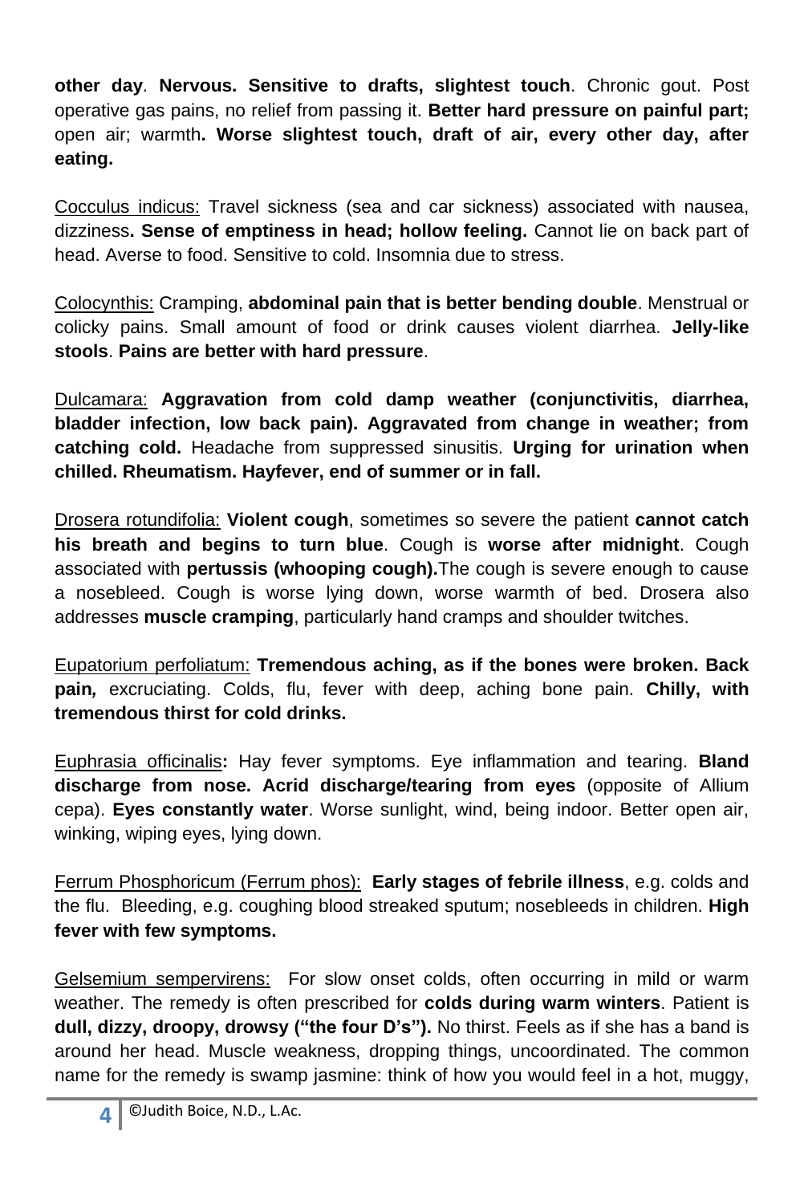**other day**. **Nervous. Sensitive to drafts, slightest touch**. Chronic gout. Post operative gas pains, no relief from passing it. **Better hard pressure on painful part;** open air; warmth**. Worse slightest touch, draft of air, every other day, after eating.**

Cocculus indicus: Travel sickness (sea and car sickness) associated with nausea, dizziness**. Sense of emptiness in head; hollow feeling.** Cannot lie on back part of head. Averse to food. Sensitive to cold. Insomnia due to stress.

Colocynthis: Cramping, **abdominal pain that is better bending double**. Menstrual or colicky pains. Small amount of food or drink causes violent diarrhea. **Jelly-like stools**. **Pains are better with hard pressure**.

Dulcamara: **Aggravation from cold damp weather (conjunctivitis, diarrhea, bladder infection, low back pain). Aggravated from change in weather; from catching cold.** Headache from suppressed sinusitis. **Urging for urination when chilled. Rheumatism. Hayfever, end of summer or in fall.**

Drosera rotundifolia: **Violent cough**, sometimes so severe the patient **cannot catch his breath and begins to turn blue**. Cough is **worse after midnight**. Cough associated with **pertussis (whooping cough).**The cough is severe enough to cause a nosebleed. Cough is worse lying down, worse warmth of bed. Drosera also addresses **muscle cramping**, particularly hand cramps and shoulder twitches.

Eupatorium perfoliatum: **Tremendous aching, as if the bones were broken. Back pain***,* excruciating. Colds, flu, fever with deep, aching bone pain. **Chilly, with tremendous thirst for cold drinks.**

Euphrasia officinalis**:** Hay fever symptoms. Eye inflammation and tearing. **Bland discharge from nose. Acrid discharge/tearing from eyes** (opposite of Allium cepa). **Eyes constantly water**. Worse sunlight, wind, being indoor. Better open air, winking, wiping eyes, lying down.

Ferrum Phosphoricum (Ferrum phos): **Early stages of febrile illness**, e.g. colds and the flu. Bleeding, e.g. coughing blood streaked sputum; nosebleeds in children. **High fever with few symptoms.**

Gelsemium sempervirens: For slow onset colds, often occurring in mild or warm weather. The remedy is often prescribed for **colds during warm winters**. Patient is **dull, dizzy, droopy, drowsy ("the four D's").** No thirst. Feels as if she has a band is around her head. Muscle weakness, dropping things, uncoordinated. The common name for the remedy is swamp jasmine: think of how you would feel in a hot, muggy,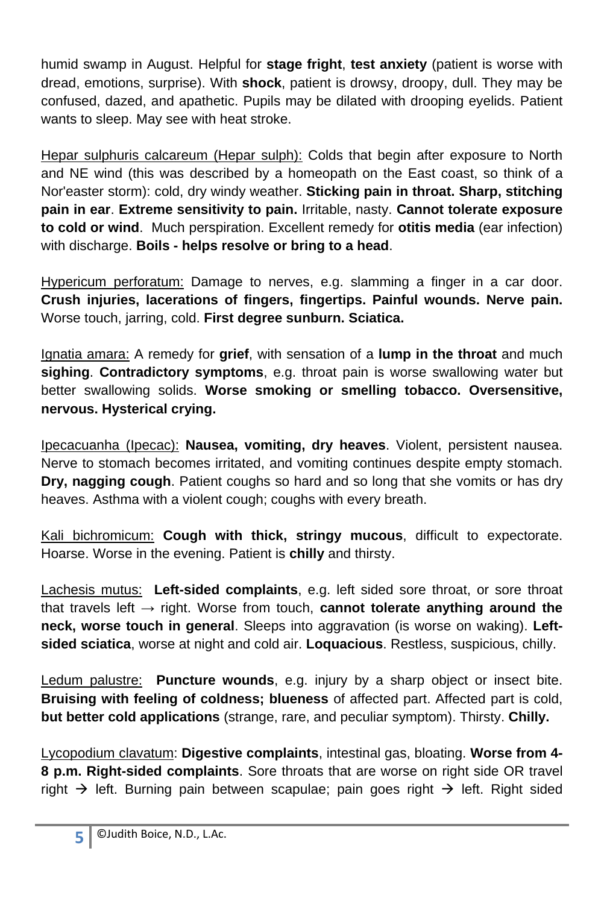humid swamp in August. Helpful for **stage fright**, **test anxiety** (patient is worse with dread, emotions, surprise). With **shock**, patient is drowsy, droopy, dull. They may be confused, dazed, and apathetic. Pupils may be dilated with drooping eyelids. Patient wants to sleep. May see with heat stroke.

<u>Hepar sulphuris calcareum (Hepar sulph):</u> Colds that begin after exposure to North and NE wind (this was described by a homeopath on the East coast, so think of a Nor'easter storm): cold, dry windy weather. **Sticking pain in throat. Sharp, stitching pain in ear**. **Extreme sensitivity to pain.** Irritable, nasty. **Cannot tolerate exposure to cold or wind**. Much perspiration. Excellent remedy for **otitis media** (ear infection) with discharge. **Boils - helps resolve or bring to a head**.

<u>Hypericum perforatum:</u> Damage to nerves, e.g. slamming a finger in a car door. **Crush injuries, lacerations of fingers, fingertips. Painful wounds. Nerve pain.** Worse touch, jarring, cold. **First degree sunburn. Sciatica.**

<u>Ignatia amara:</u> A remedy for **grief**, with sensation of a **lump in the throat** and much **sighing**. **Contradictory symptoms**, e.g. throat pain is worse swallowing water but better swallowing solids. **Worse smoking or smelling tobacco. Oversensitive, nervous. Hysterical crying.**

<u>Ipecacuanha (Ipecac):</u> **Nausea, vomiting, dry heaves**. Violent, persistent nausea. Nerve to stomach becomes irritated, and vomiting continues despite empty stomach. **Dry, nagging cough**. Patient coughs so hard and so long that she vomits or has dry heaves. Asthma with a violent cough; coughs with every breath.

<u>Kali bichromicum:</u> **Cough with thick, stringy mucous**, difficult to expectorate. Hoarse. Worse in the evening. Patient is **chilly** and thirsty.

<u>Lachesis mutus:</u> **Left-sided complaints**, e.g. left sided sore throat, or sore throat that travels left → right. Worse from touch, **cannot tolerate anything around the neck, worse touch in general**. Sleeps into aggravation (is worse on waking). **Left-sided sciatica**, worse at night and cold air. **Loquacious**. Restless, suspicious, chilly.

<u>Ledum palustre:</u> **Puncture wounds**, e.g. injury by a sharp object or insect bite. **Bruising with feeling of coldness; blueness** of affected part. Affected part is cold, **but better cold applications** (strange, rare, and peculiar symptom). Thirsty. **Chilly.**

<u>Lycopodium clavatum</u>: **Digestive complaints**, intestinal gas, bloating. **Worse from 4-8 p.m. Right-sided complaints**. Sore throats that are worse on right side OR travel right → left. Burning pain between scapulae; pain goes right → left. Right sided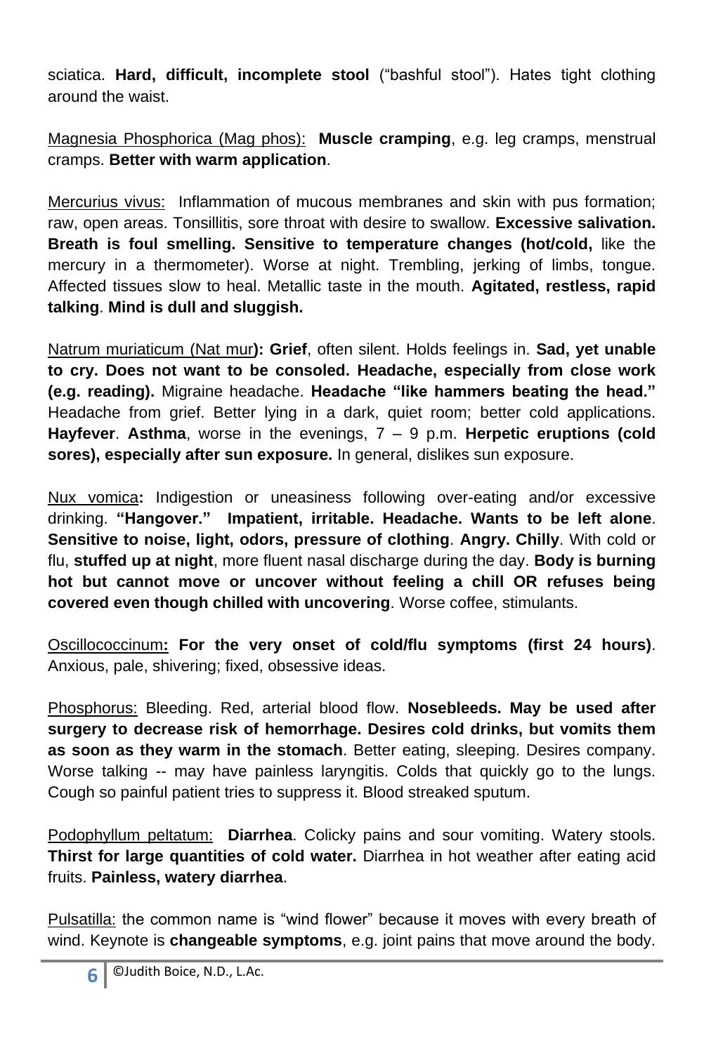sciatica. **Hard, difficult, incomplete stool** ("bashful stool"). Hates tight clothing around the waist.

<u>Magnesia Phosphorica (Mag phos):</u> **Muscle cramping**, e.g. leg cramps, menstrual cramps. **Better with warm application**.

<u>Mercurius vivus:</u> Inflammation of mucous membranes and skin with pus formation; raw, open areas. Tonsillitis, sore throat with desire to swallow. **Excessive salivation. Breath is foul smelling. Sensitive to temperature changes (hot/cold,** like the mercury in a thermometer). Worse at night. Trembling, jerking of limbs, tongue. Affected tissues slow to heal. Metallic taste in the mouth. **Agitated, restless, rapid talking**. **Mind is dull and sluggish.**

<u>Natrum muriaticum (Nat mur</u>**): Grief**, often silent. Holds feelings in. **Sad, yet unable to cry. Does not want to be consoled. Headache, especially from close work (e.g. reading).** Migraine headache. **Headache "like hammers beating the head."** Headache from grief. Better lying in a dark, quiet room; better cold applications. **Hayfever**. **Asthma**, worse in the evenings, 7 – 9 p.m. **Herpetic eruptions (cold sores), especially after sun exposure.** In general, dislikes sun exposure.

<u>Nux vomica</u>**:** Indigestion or uneasiness following over-eating and/or excessive drinking. **"Hangover." Impatient, irritable. Headache. Wants to be left alone**. **Sensitive to noise, light, odors, pressure of clothing**. **Angry. Chilly**. With cold or flu, **stuffed up at night**, more fluent nasal discharge during the day. **Body is burning hot but cannot move or uncover without feeling a chill OR refuses being covered even though chilled with uncovering**. Worse coffee, stimulants.

<u>Oscillococcinum</u>**: For the very onset of cold/flu symptoms (first 24 hours)**. Anxious, pale, shivering; fixed, obsessive ideas.

<u>Phosphorus:</u> Bleeding. Red, arterial blood flow. **Nosebleeds. May be used after surgery to decrease risk of hemorrhage. Desires cold drinks, but vomits them as soon as they warm in the stomach**. Better eating, sleeping. Desires company. Worse talking -- may have painless laryngitis. Colds that quickly go to the lungs. Cough so painful patient tries to suppress it. Blood streaked sputum.

<u>Podophyllum peltatum:</u> **Diarrhea**. Colicky pains and sour vomiting. Watery stools. **Thirst for large quantities of cold water.** Diarrhea in hot weather after eating acid fruits. **Painless, watery diarrhea**.

<u>Pulsatilla</u>: the common name is "wind flower" because it moves with every breath of wind. Keynote is **changeable symptoms**, e.g. joint pains that move around the body.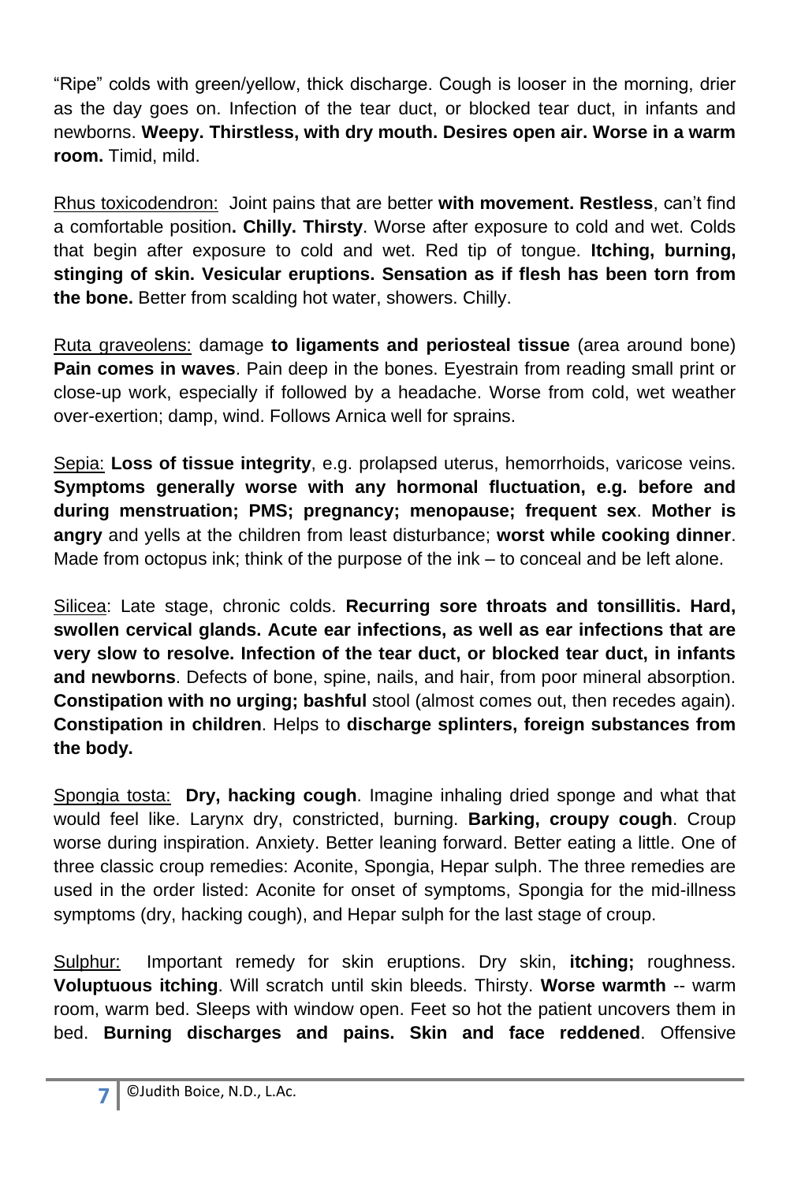"Ripe" colds with green/yellow, thick discharge. Cough is looser in the morning, drier as the day goes on. Infection of the tear duct, or blocked tear duct, in infants and newborns. **Weepy. Thirstless, with dry mouth. Desires open air. Worse in a warm room.** Timid, mild.

Rhus toxicodendron: Joint pains that are better **with movement. Restless**, can't find a comfortable position**. Chilly. Thirsty**. Worse after exposure to cold and wet. Colds that begin after exposure to cold and wet. Red tip of tongue. **Itching, burning, stinging of skin. Vesicular eruptions. Sensation as if flesh has been torn from the bone.** Better from scalding hot water, showers. Chilly.

Ruta graveolens: damage **to ligaments and periosteal tissue** (area around bone) **Pain comes in waves**. Pain deep in the bones. Eyestrain from reading small print or close-up work, especially if followed by a headache. Worse from cold, wet weather over-exertion; damp, wind. Follows Arnica well for sprains.

Sepia: **Loss of tissue integrity**, e.g. prolapsed uterus, hemorrhoids, varicose veins. **Symptoms generally worse with any hormonal fluctuation, e.g. before and during menstruation; PMS; pregnancy; menopause; frequent sex**. **Mother is angry** and yells at the children from least disturbance; **worst while cooking dinner**. Made from octopus ink; think of the purpose of the ink – to conceal and be left alone.

Silicea: Late stage, chronic colds. **Recurring sore throats and tonsillitis. Hard, swollen cervical glands. Acute ear infections, as well as ear infections that are very slow to resolve. Infection of the tear duct, or blocked tear duct, in infants and newborns**. Defects of bone, spine, nails, and hair, from poor mineral absorption. **Constipation with no urging; bashful** stool (almost comes out, then recedes again). **Constipation in children**. Helps to **discharge splinters, foreign substances from the body.**

Spongia tosta: **Dry, hacking cough**. Imagine inhaling dried sponge and what that would feel like. Larynx dry, constricted, burning. **Barking, croupy cough**. Croup worse during inspiration. Anxiety. Better leaning forward. Better eating a little. One of three classic croup remedies: Aconite, Spongia, Hepar sulph. The three remedies are used in the order listed: Aconite for onset of symptoms, Spongia for the mid-illness symptoms (dry, hacking cough), and Hepar sulph for the last stage of croup.

Sulphur: Important remedy for skin eruptions. Dry skin, **itching;** roughness. **Voluptuous itching**. Will scratch until skin bleeds. Thirsty. **Worse warmth** -- warm room, warm bed. Sleeps with window open. Feet so hot the patient uncovers them in bed. **Burning discharges and pains. Skin and face reddened**. Offensive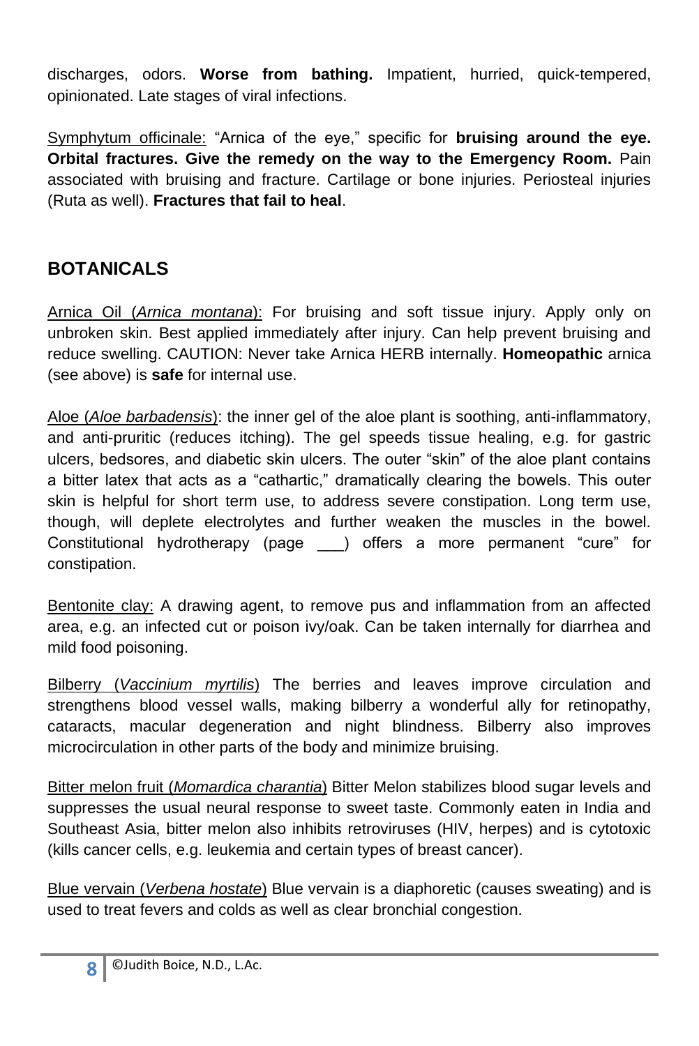discharges, odors. **Worse from bathing.** Impatient, hurried, quick-tempered, opinionated. Late stages of viral infections.

Symphytum officinale: "Arnica of the eye," specific for **bruising around the eye. Orbital fractures. Give the remedy on the way to the Emergency Room.** Pain associated with bruising and fracture. Cartilage or bone injuries. Periosteal injuries (Ruta as well). **Fractures that fail to heal**.

## BOTANICALS

Arnica Oil (*Arnica montana*): For bruising and soft tissue injury. Apply only on unbroken skin. Best applied immediately after injury. Can help prevent bruising and reduce swelling. CAUTION: Never take Arnica HERB internally. **Homeopathic** arnica (see above) is **safe** for internal use.

Aloe (*Aloe barbadensis*): the inner gel of the aloe plant is soothing, anti-inflammatory, and anti-pruritic (reduces itching). The gel speeds tissue healing, e.g. for gastric ulcers, bedsores, and diabetic skin ulcers. The outer "skin" of the aloe plant contains a bitter latex that acts as a "cathartic," dramatically clearing the bowels. This outer skin is helpful for short term use, to address severe constipation. Long term use, though, will deplete electrolytes and further weaken the muscles in the bowel. Constitutional hydrotherapy (page ___) offers a more permanent "cure" for constipation.

Bentonite clay: A drawing agent, to remove pus and inflammation from an affected area, e.g. an infected cut or poison ivy/oak. Can be taken internally for diarrhea and mild food poisoning.

Bilberry (*Vaccinium myrtilis*) The berries and leaves improve circulation and strengthens blood vessel walls, making bilberry a wonderful ally for retinopathy, cataracts, macular degeneration and night blindness. Bilberry also improves microcirculation in other parts of the body and minimize bruising.

Bitter melon fruit (*Momardica charantia*) Bitter Melon stabilizes blood sugar levels and suppresses the usual neural response to sweet taste. Commonly eaten in India and Southeast Asia, bitter melon also inhibits retroviruses (HIV, herpes) and is cytotoxic (kills cancer cells, e.g. leukemia and certain types of breast cancer).

Blue vervain (*Verbena hostate*) Blue vervain is a diaphoretic (causes sweating) and is used to treat fevers and colds as well as clear bronchial congestion.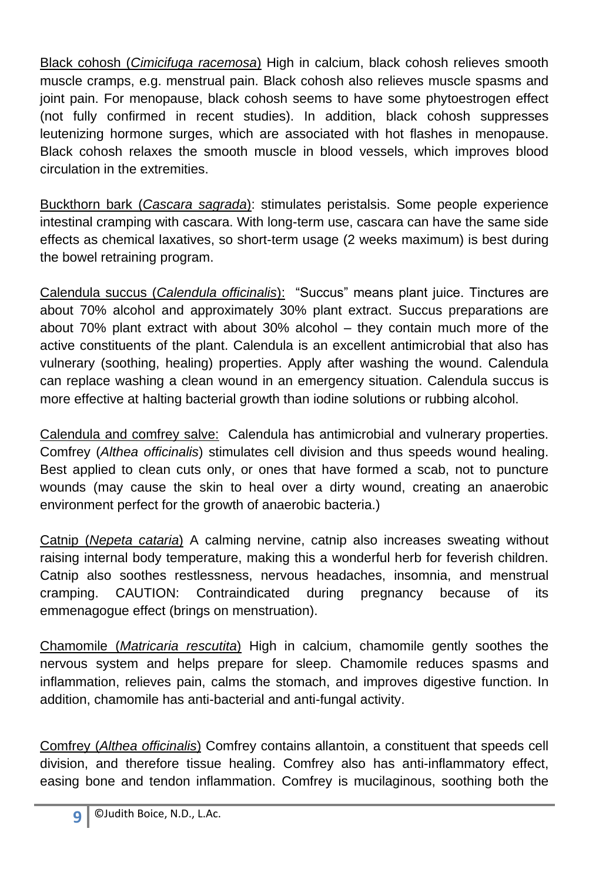Black cohosh (*Cimicifuga racemosa*) High in calcium, black cohosh relieves smooth muscle cramps, e.g. menstrual pain. Black cohosh also relieves muscle spasms and joint pain. For menopause, black cohosh seems to have some phytoestrogen effect (not fully confirmed in recent studies). In addition, black cohosh suppresses leutenizing hormone surges, which are associated with hot flashes in menopause. Black cohosh relaxes the smooth muscle in blood vessels, which improves blood circulation in the extremities.

Buckthorn bark (*Cascara sagrada*): stimulates peristalsis. Some people experience intestinal cramping with cascara. With long-term use, cascara can have the same side effects as chemical laxatives, so short-term usage (2 weeks maximum) is best during the bowel retraining program.

Calendula succus (*Calendula officinalis*): "Succus" means plant juice. Tinctures are about 70% alcohol and approximately 30% plant extract. Succus preparations are about 70% plant extract with about 30% alcohol – they contain much more of the active constituents of the plant. Calendula is an excellent antimicrobial that also has vulnerary (soothing, healing) properties. Apply after washing the wound. Calendula can replace washing a clean wound in an emergency situation. Calendula succus is more effective at halting bacterial growth than iodine solutions or rubbing alcohol.

Calendula and comfrey salve: Calendula has antimicrobial and vulnerary properties. Comfrey (*Althea officinalis*) stimulates cell division and thus speeds wound healing. Best applied to clean cuts only, or ones that have formed a scab, not to puncture wounds (may cause the skin to heal over a dirty wound, creating an anaerobic environment perfect for the growth of anaerobic bacteria.)

Catnip (*Nepeta cataria*) A calming nervine, catnip also increases sweating without raising internal body temperature, making this a wonderful herb for feverish children. Catnip also soothes restlessness, nervous headaches, insomnia, and menstrual cramping. CAUTION: Contraindicated during pregnancy because of its emmenagogue effect (brings on menstruation).

Chamomile (*Matricaria rescutita*) High in calcium, chamomile gently soothes the nervous system and helps prepare for sleep. Chamomile reduces spasms and inflammation, relieves pain, calms the stomach, and improves digestive function. In addition, chamomile has anti-bacterial and anti-fungal activity.

Comfrey (*Althea officinalis*) Comfrey contains allantoin, a constituent that speeds cell division, and therefore tissue healing. Comfrey also has anti-inflammatory effect, easing bone and tendon inflammation. Comfrey is mucilaginous, soothing both the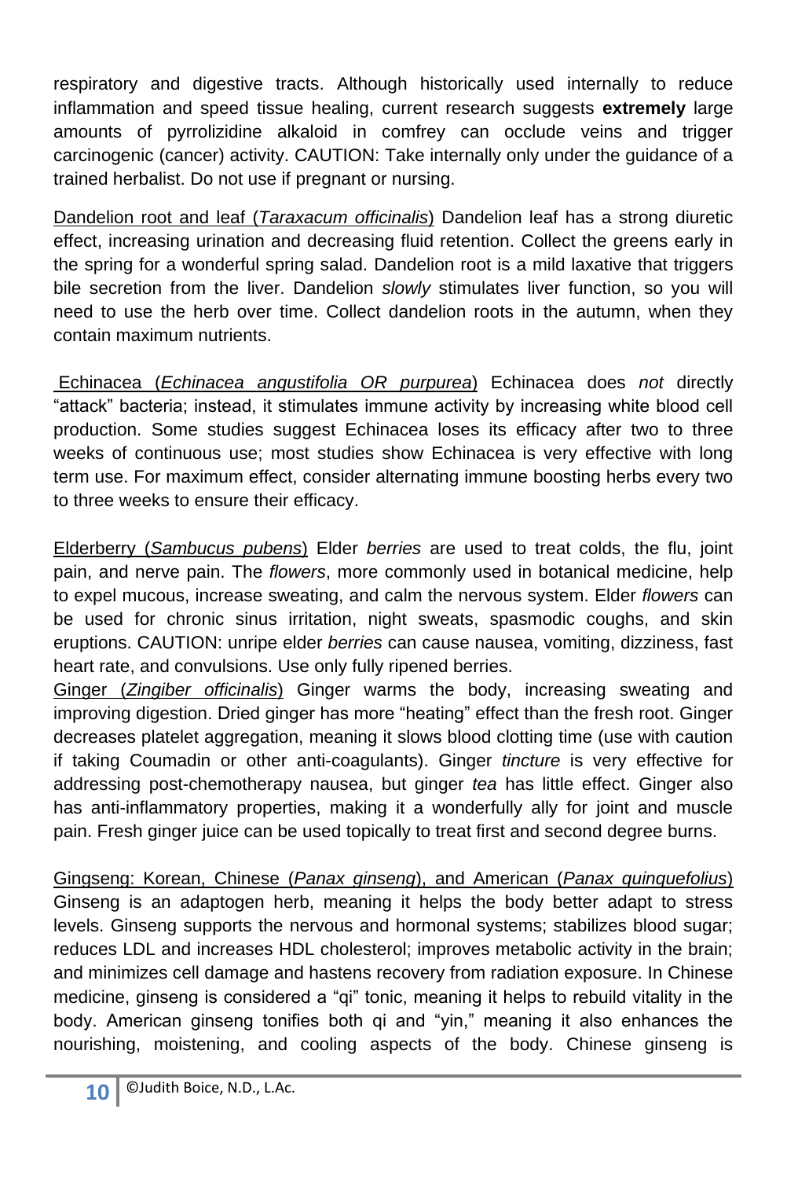respiratory and digestive tracts. Although historically used internally to reduce inflammation and speed tissue healing, current research suggests **extremely** large amounts of pyrrolizidine alkaloid in comfrey can occlude veins and trigger carcinogenic (cancer) activity. CAUTION: Take internally only under the guidance of a trained herbalist. Do not use if pregnant or nursing.

Dandelion root and leaf (*Taraxacum officinalis*) Dandelion leaf has a strong diuretic effect, increasing urination and decreasing fluid retention. Collect the greens early in the spring for a wonderful spring salad. Dandelion root is a mild laxative that triggers bile secretion from the liver. Dandelion *slowly* stimulates liver function, so you will need to use the herb over time. Collect dandelion roots in the autumn, when they contain maximum nutrients.

Echinacea (*Echinacea angustifolia OR purpurea*) Echinacea does *not* directly "attack" bacteria; instead, it stimulates immune activity by increasing white blood cell production. Some studies suggest Echinacea loses its efficacy after two to three weeks of continuous use; most studies show Echinacea is very effective with long term use. For maximum effect, consider alternating immune boosting herbs every two to three weeks to ensure their efficacy.

Elderberry (*Sambucus pubens*) Elder *berries* are used to treat colds, the flu, joint pain, and nerve pain. The *flowers*, more commonly used in botanical medicine, help to expel mucous, increase sweating, and calm the nervous system. Elder *flowers* can be used for chronic sinus irritation, night sweats, spasmodic coughs, and skin eruptions. CAUTION: unripe elder *berries* can cause nausea, vomiting, dizziness, fast heart rate, and convulsions. Use only fully ripened berries.

Ginger (*Zingiber officinalis*) Ginger warms the body, increasing sweating and improving digestion. Dried ginger has more "heating" effect than the fresh root. Ginger decreases platelet aggregation, meaning it slows blood clotting time (use with caution if taking Coumadin or other anti-coagulants). Ginger *tincture* is very effective for addressing post-chemotherapy nausea, but ginger *tea* has little effect. Ginger also has anti-inflammatory properties, making it a wonderfully ally for joint and muscle pain. Fresh ginger juice can be used topically to treat first and second degree burns.

Gingseng: Korean, Chinese (*Panax ginseng*), and American (*Panax quinquefolius*) Ginseng is an adaptogen herb, meaning it helps the body better adapt to stress levels. Ginseng supports the nervous and hormonal systems; stabilizes blood sugar; reduces LDL and increases HDL cholesterol; improves metabolic activity in the brain; and minimizes cell damage and hastens recovery from radiation exposure. In Chinese medicine, ginseng is considered a "qi" tonic, meaning it helps to rebuild vitality in the body. American ginseng tonifies both qi and "yin," meaning it also enhances the nourishing, moistening, and cooling aspects of the body. Chinese ginseng is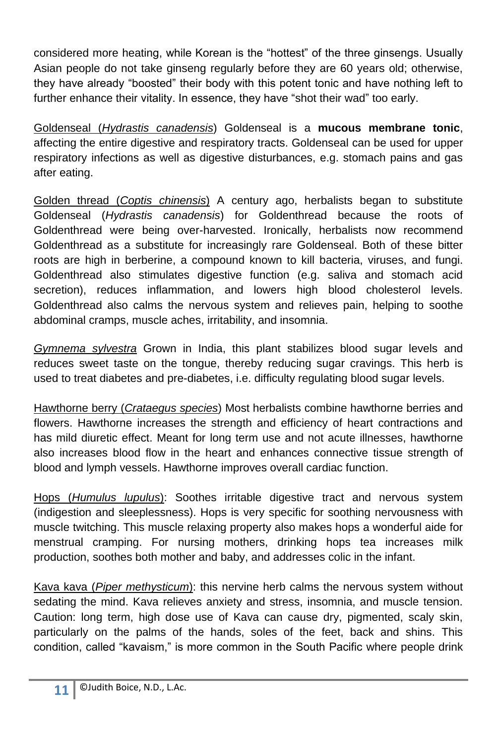considered more heating, while Korean is the "hottest" of the three ginsengs. Usually Asian people do not take ginseng regularly before they are 60 years old; otherwise, they have already "boosted" their body with this potent tonic and have nothing left to further enhance their vitality. In essence, they have "shot their wad" too early.

<u>Goldenseal (*Hydrastis canadensis*)</u> Goldenseal is a **mucous membrane tonic**, affecting the entire digestive and respiratory tracts. Goldenseal can be used for upper respiratory infections as well as digestive disturbances, e.g. stomach pains and gas after eating.

<u>Golden thread (*Coptis chinensis*)</u> A century ago, herbalists began to substitute Goldenseal (*Hydrastis canadensis*) for Goldenthread because the roots of Goldenthread were being over-harvested. Ironically, herbalists now recommend Goldenthread as a substitute for increasingly rare Goldenseal. Both of these bitter roots are high in berberine, a compound known to kill bacteria, viruses, and fungi. Goldenthread also stimulates digestive function (e.g. saliva and stomach acid secretion), reduces inflammation, and lowers high blood cholesterol levels. Goldenthread also calms the nervous system and relieves pain, helping to soothe abdominal cramps, muscle aches, irritability, and insomnia.

<u>*Gymnema sylvestra*</u> Grown in India, this plant stabilizes blood sugar levels and reduces sweet taste on the tongue, thereby reducing sugar cravings. This herb is used to treat diabetes and pre-diabetes, i.e. difficulty regulating blood sugar levels.

<u>Hawthorne berry (*Crataegus species*)</u> Most herbalists combine hawthorne berries and flowers. Hawthorne increases the strength and efficiency of heart contractions and has mild diuretic effect. Meant for long term use and not acute illnesses, hawthorne also increases blood flow in the heart and enhances connective tissue strength of blood and lymph vessels. Hawthorne improves overall cardiac function.

<u>Hops (*Humulus lupulus*)</u>: Soothes irritable digestive tract and nervous system (indigestion and sleeplessness). Hops is very specific for soothing nervousness with muscle twitching. This muscle relaxing property also makes hops a wonderful aide for menstrual cramping. For nursing mothers, drinking hops tea increases milk production, soothes both mother and baby, and addresses colic in the infant.

<u>Kava kava (*Piper methysticum*)</u>: this nervine herb calms the nervous system without sedating the mind. Kava relieves anxiety and stress, insomnia, and muscle tension. Caution: long term, high dose use of Kava can cause dry, pigmented, scaly skin, particularly on the palms of the hands, soles of the feet, back and shins. This condition, called "kavaism," is more common in the South Pacific where people drink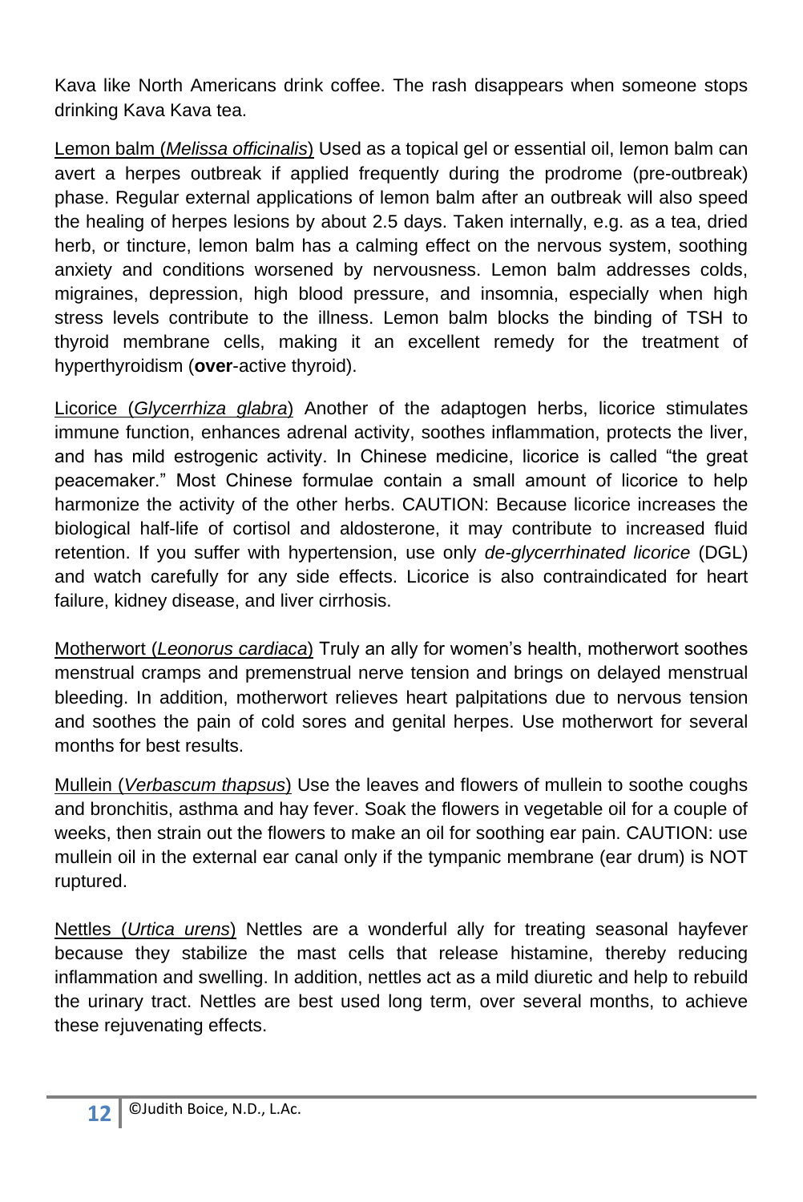Kava like North Americans drink coffee. The rash disappears when someone stops drinking Kava Kava tea.

<u>Lemon balm (*Melissa officinalis*)</u> Used as a topical gel or essential oil, lemon balm can avert a herpes outbreak if applied frequently during the prodrome (pre-outbreak) phase. Regular external applications of lemon balm after an outbreak will also speed the healing of herpes lesions by about 2.5 days. Taken internally, e.g. as a tea, dried herb, or tincture, lemon balm has a calming effect on the nervous system, soothing anxiety and conditions worsened by nervousness. Lemon balm addresses colds, migraines, depression, high blood pressure, and insomnia, especially when high stress levels contribute to the illness. Lemon balm blocks the binding of TSH to thyroid membrane cells, making it an excellent remedy for the treatment of hyperthyroidism (**over**-active thyroid).

<u>Licorice (*Glycerrhiza glabra*)</u> Another of the adaptogen herbs, licorice stimulates immune function, enhances adrenal activity, soothes inflammation, protects the liver, and has mild estrogenic activity. In Chinese medicine, licorice is called "the great peacemaker." Most Chinese formulae contain a small amount of licorice to help harmonize the activity of the other herbs. CAUTION: Because licorice increases the biological half-life of cortisol and aldosterone, it may contribute to increased fluid retention. If you suffer with hypertension, use only *de-glycerrhinated licorice* (DGL) and watch carefully for any side effects. Licorice is also contraindicated for heart failure, kidney disease, and liver cirrhosis.

<u>Motherwort (*Leonorus cardiaca*)</u> Truly an ally for women's health, motherwort soothes menstrual cramps and premenstrual nerve tension and brings on delayed menstrual bleeding. In addition, motherwort relieves heart palpitations due to nervous tension and soothes the pain of cold sores and genital herpes. Use motherwort for several months for best results.

<u>Mullein (*Verbascum thapsus*)</u> Use the leaves and flowers of mullein to soothe coughs and bronchitis, asthma and hay fever. Soak the flowers in vegetable oil for a couple of weeks, then strain out the flowers to make an oil for soothing ear pain. CAUTION: use mullein oil in the external ear canal only if the tympanic membrane (ear drum) is NOT ruptured.

<u>Nettles (*Urtica urens*)</u> Nettles are a wonderful ally for treating seasonal hayfever because they stabilize the mast cells that release histamine, thereby reducing inflammation and swelling. In addition, nettles act as a mild diuretic and help to rebuild the urinary tract. Nettles are best used long term, over several months, to achieve these rejuvenating effects.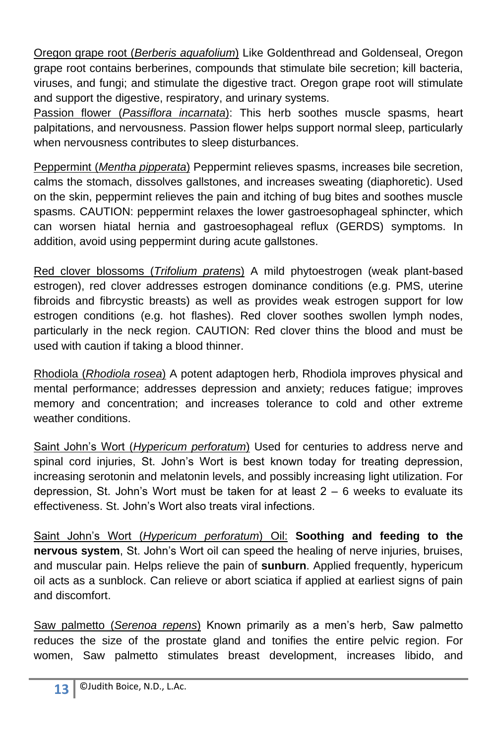<u>Oregon grape root (*Berberis aquafolium*)</u> Like Goldenthread and Goldenseal, Oregon grape root contains berberines, compounds that stimulate bile secretion; kill bacteria, viruses, and fungi; and stimulate the digestive tract. Oregon grape root will stimulate and support the digestive, respiratory, and urinary systems.

<u>Passion flower (*Passiflora incarnata*)</u>: This herb soothes muscle spasms, heart palpitations, and nervousness. Passion flower helps support normal sleep, particularly when nervousness contributes to sleep disturbances.

<u>Peppermint (*Mentha pipperata*)</u> Peppermint relieves spasms, increases bile secretion, calms the stomach, dissolves gallstones, and increases sweating (diaphoretic). Used on the skin, peppermint relieves the pain and itching of bug bites and soothes muscle spasms. CAUTION: peppermint relaxes the lower gastroesophageal sphincter, which can worsen hiatal hernia and gastroesophageal reflux (GERDS) symptoms. In addition, avoid using peppermint during acute gallstones.

<u>Red clover blossoms (*Trifolium pratens*)</u> A mild phytoestrogen (weak plant-based estrogen), red clover addresses estrogen dominance conditions (e.g. PMS, uterine fibroids and fibrcystic breasts) as well as provides weak estrogen support for low estrogen conditions (e.g. hot flashes). Red clover soothes swollen lymph nodes, particularly in the neck region. CAUTION: Red clover thins the blood and must be used with caution if taking a blood thinner.

<u>Rhodiola (*Rhodiola rosea*)</u> A potent adaptogen herb, Rhodiola improves physical and mental performance; addresses depression and anxiety; reduces fatigue; improves memory and concentration; and increases tolerance to cold and other extreme weather conditions.

<u>Saint John's Wort (*Hypericum perforatum*)</u> Used for centuries to address nerve and spinal cord injuries, St. John's Wort is best known today for treating depression, increasing serotonin and melatonin levels, and possibly increasing light utilization. For depression, St. John's Wort must be taken for at least 2 – 6 weeks to evaluate its effectiveness. St. John's Wort also treats viral infections.

<u>Saint John's Wort (*Hypericum perforatum*) Oil:</u> **Soothing and feeding to the nervous system**, St. John's Wort oil can speed the healing of nerve injuries, bruises, and muscular pain. Helps relieve the pain of **sunburn**. Applied frequently, hypericum oil acts as a sunblock. Can relieve or abort sciatica if applied at earliest signs of pain and discomfort.

<u>Saw palmetto (*Serenoa repens*)</u> Known primarily as a men's herb, Saw palmetto reduces the size of the prostate gland and tonifies the entire pelvic region. For women, Saw palmetto stimulates breast development, increases libido, and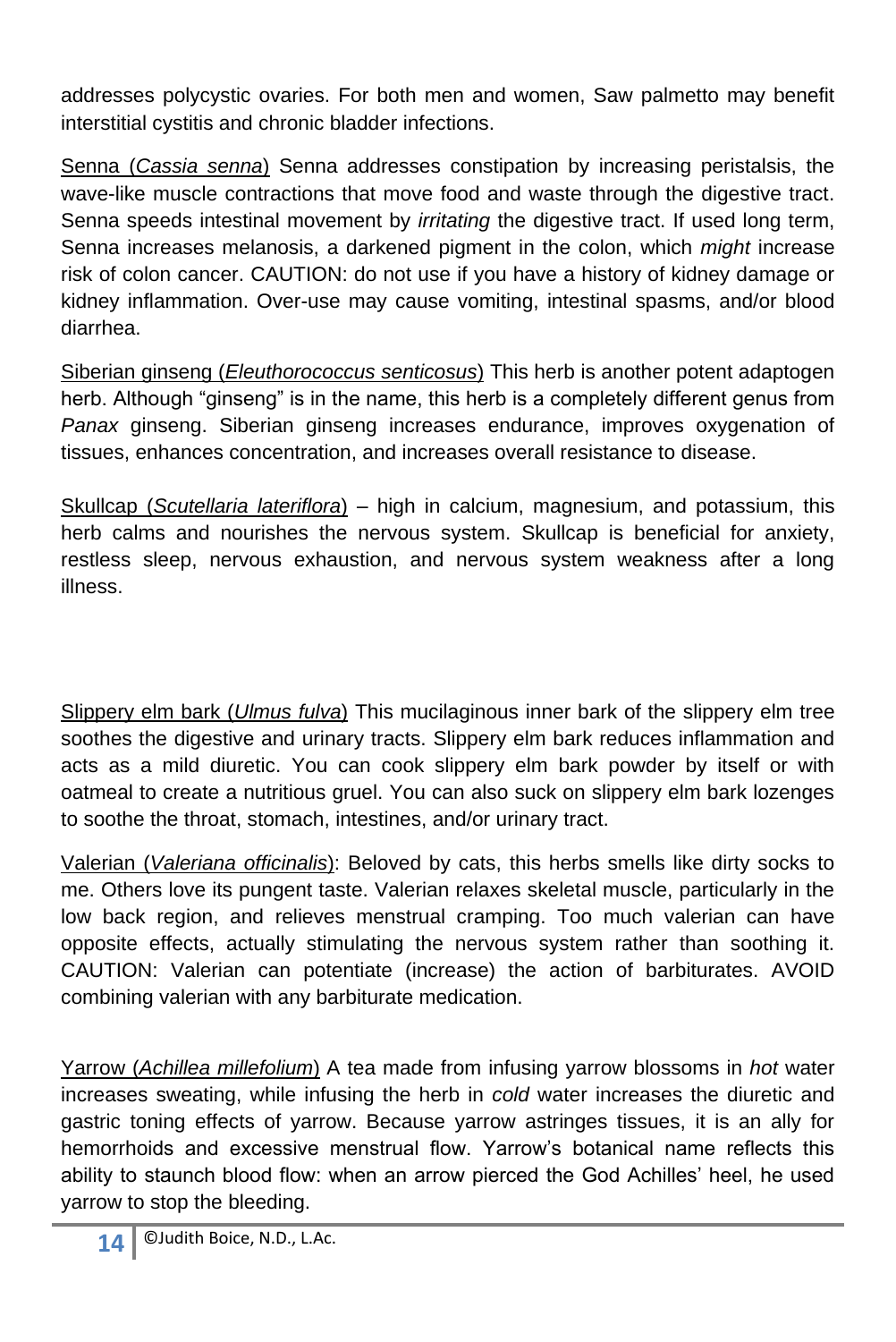addresses polycystic ovaries. For both men and women, Saw palmetto may benefit interstitial cystitis and chronic bladder infections.

<u>Senna (*Cassia senna*)</u> Senna addresses constipation by increasing peristalsis, the wave-like muscle contractions that move food and waste through the digestive tract. Senna speeds intestinal movement by *irritating* the digestive tract. If used long term, Senna increases melanosis, a darkened pigment in the colon, which *might* increase risk of colon cancer. CAUTION: do not use if you have a history of kidney damage or kidney inflammation. Over-use may cause vomiting, intestinal spasms, and/or blood diarrhea.

<u>Siberian ginseng (*Eleuthorococcus senticosus*)</u> This herb is another potent adaptogen herb. Although "ginseng" is in the name, this herb is a completely different genus from *Panax* ginseng. Siberian ginseng increases endurance, improves oxygenation of tissues, enhances concentration, and increases overall resistance to disease.

<u>Skullcap (*Scutellaria lateriflora*)</u> – high in calcium, magnesium, and potassium, this herb calms and nourishes the nervous system. Skullcap is beneficial for anxiety, restless sleep, nervous exhaustion, and nervous system weakness after a long illness.

<u>Slippery elm bark (*Ulmus fulva*)</u> This mucilaginous inner bark of the slippery elm tree soothes the digestive and urinary tracts. Slippery elm bark reduces inflammation and acts as a mild diuretic. You can cook slippery elm bark powder by itself or with oatmeal to create a nutritious gruel. You can also suck on slippery elm bark lozenges to soothe the throat, stomach, intestines, and/or urinary tract.

<u>Valerian (*Valeriana officinalis*)</u>: Beloved by cats, this herbs smells like dirty socks to me. Others love its pungent taste. Valerian relaxes skeletal muscle, particularly in the low back region, and relieves menstrual cramping. Too much valerian can have opposite effects, actually stimulating the nervous system rather than soothing it. CAUTION: Valerian can potentiate (increase) the action of barbiturates. AVOID combining valerian with any barbiturate medication.

<u>Yarrow (*Achillea millefolium*)</u> A tea made from infusing yarrow blossoms in *hot* water increases sweating, while infusing the herb in *cold* water increases the diuretic and gastric toning effects of yarrow. Because yarrow astringes tissues, it is an ally for hemorrhoids and excessive menstrual flow. Yarrow's botanical name reflects this ability to staunch blood flow: when an arrow pierced the God Achilles' heel, he used yarrow to stop the bleeding.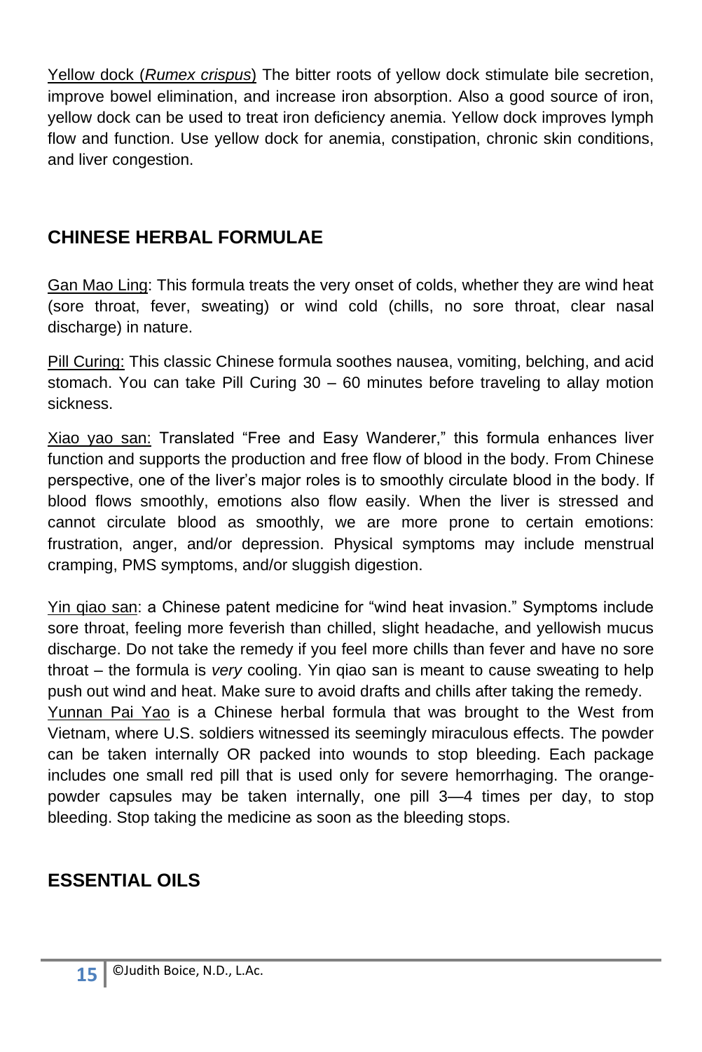Yellow dock (*Rumex crispus*) The bitter roots of yellow dock stimulate bile secretion, improve bowel elimination, and increase iron absorption. Also a good source of iron, yellow dock can be used to treat iron deficiency anemia. Yellow dock improves lymph flow and function. Use yellow dock for anemia, constipation, chronic skin conditions, and liver congestion.

## CHINESE HERBAL FORMULAE

Gan Mao Ling: This formula treats the very onset of colds, whether they are wind heat (sore throat, fever, sweating) or wind cold (chills, no sore throat, clear nasal discharge) in nature.

Pill Curing: This classic Chinese formula soothes nausea, vomiting, belching, and acid stomach. You can take Pill Curing 30 – 60 minutes before traveling to allay motion sickness.

Xiao yao san: Translated "Free and Easy Wanderer," this formula enhances liver function and supports the production and free flow of blood in the body. From Chinese perspective, one of the liver's major roles is to smoothly circulate blood in the body. If blood flows smoothly, emotions also flow easily. When the liver is stressed and cannot circulate blood as smoothly, we are more prone to certain emotions: frustration, anger, and/or depression. Physical symptoms may include menstrual cramping, PMS symptoms, and/or sluggish digestion.

Yin qiao san: a Chinese patent medicine for "wind heat invasion." Symptoms include sore throat, feeling more feverish than chilled, slight headache, and yellowish mucus discharge. Do not take the remedy if you feel more chills than fever and have no sore throat – the formula is *very* cooling. Yin qiao san is meant to cause sweating to help push out wind and heat. Make sure to avoid drafts and chills after taking the remedy.

Yunnan Pai Yao is a Chinese herbal formula that was brought to the West from Vietnam, where U.S. soldiers witnessed its seemingly miraculous effects. The powder can be taken internally OR packed into wounds to stop bleeding. Each package includes one small red pill that is used only for severe hemorrhaging. The orange-powder capsules may be taken internally, one pill 3—4 times per day, to stop bleeding. Stop taking the medicine as soon as the bleeding stops.

## ESSENTIAL OILS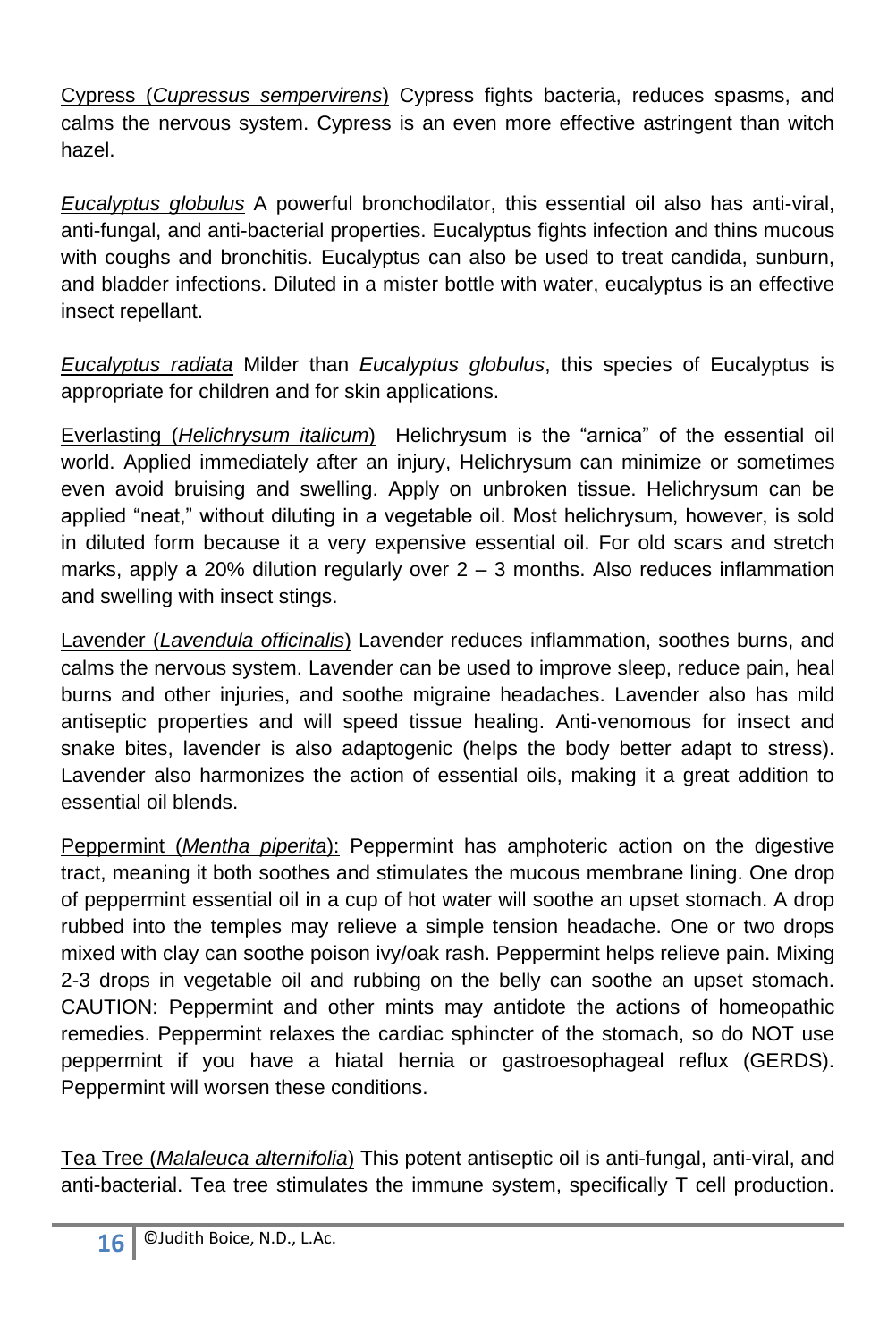Cypress (*Cupressus sempervirens*) Cypress fights bacteria, reduces spasms, and calms the nervous system. Cypress is an even more effective astringent than witch hazel.

*Eucalyptus globulus* A powerful bronchodilator, this essential oil also has anti-viral, anti-fungal, and anti-bacterial properties. Eucalyptus fights infection and thins mucous with coughs and bronchitis. Eucalyptus can also be used to treat candida, sunburn, and bladder infections. Diluted in a mister bottle with water, eucalyptus is an effective insect repellant.

*Eucalyptus radiata* Milder than *Eucalyptus globulus*, this species of Eucalyptus is appropriate for children and for skin applications.

Everlasting (*Helichrysum italicum*) Helichrysum is the "arnica" of the essential oil world. Applied immediately after an injury, Helichrysum can minimize or sometimes even avoid bruising and swelling. Apply on unbroken tissue. Helichrysum can be applied "neat," without diluting in a vegetable oil. Most helichrysum, however, is sold in diluted form because it a very expensive essential oil. For old scars and stretch marks, apply a 20% dilution regularly over 2 – 3 months. Also reduces inflammation and swelling with insect stings.

Lavender (*Lavendula officinalis*) Lavender reduces inflammation, soothes burns, and calms the nervous system. Lavender can be used to improve sleep, reduce pain, heal burns and other injuries, and soothe migraine headaches. Lavender also has mild antiseptic properties and will speed tissue healing. Anti-venomous for insect and snake bites, lavender is also adaptogenic (helps the body better adapt to stress). Lavender also harmonizes the action of essential oils, making it a great addition to essential oil blends.

Peppermint (*Mentha piperita*): Peppermint has amphoteric action on the digestive tract, meaning it both soothes and stimulates the mucous membrane lining. One drop of peppermint essential oil in a cup of hot water will soothe an upset stomach. A drop rubbed into the temples may relieve a simple tension headache. One or two drops mixed with clay can soothe poison ivy/oak rash. Peppermint helps relieve pain. Mixing 2-3 drops in vegetable oil and rubbing on the belly can soothe an upset stomach. CAUTION: Peppermint and other mints may antidote the actions of homeopathic remedies. Peppermint relaxes the cardiac sphincter of the stomach, so do NOT use peppermint if you have a hiatal hernia or gastroesophageal reflux (GERDS). Peppermint will worsen these conditions.

Tea Tree (*Malaleuca alternifolia*) This potent antiseptic oil is anti-fungal, anti-viral, and anti-bacterial. Tea tree stimulates the immune system, specifically T cell production.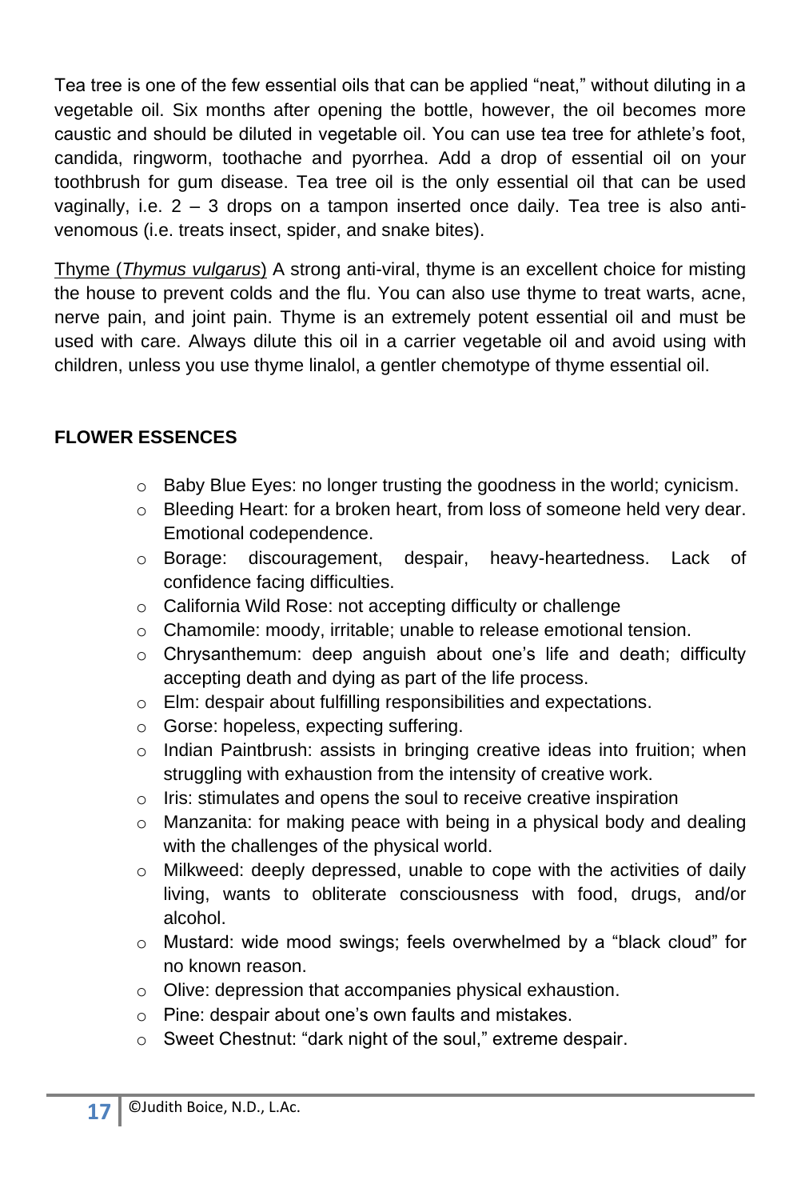Tea tree is one of the few essential oils that can be applied "neat," without diluting in a vegetable oil. Six months after opening the bottle, however, the oil becomes more caustic and should be diluted in vegetable oil. You can use tea tree for athlete's foot, candida, ringworm, toothache and pyorrhea. Add a drop of essential oil on your toothbrush for gum disease. Tea tree oil is the only essential oil that can be used vaginally, i.e. 2 – 3 drops on a tampon inserted once daily. Tea tree is also anti-venomous (i.e. treats insect, spider, and snake bites).

Thyme (*Thymus vulgarus*) A strong anti-viral, thyme is an excellent choice for misting the house to prevent colds and the flu. You can also use thyme to treat warts, acne, nerve pain, and joint pain. Thyme is an extremely potent essential oil and must be used with care. Always dilute this oil in a carrier vegetable oil and avoid using with children, unless you use thyme linalol, a gentler chemotype of thyme essential oil.

**FLOWER ESSENCES**

- Baby Blue Eyes: no longer trusting the goodness in the world; cynicism.
- Bleeding Heart: for a broken heart, from loss of someone held very dear. Emotional codependence.
- Borage: discouragement, despair, heavy-heartedness. Lack of confidence facing difficulties.
- California Wild Rose: not accepting difficulty or challenge
- Chamomile: moody, irritable; unable to release emotional tension.
- Chrysanthemum: deep anguish about one's life and death; difficulty accepting death and dying as part of the life process.
- Elm: despair about fulfilling responsibilities and expectations.
- Gorse: hopeless, expecting suffering.
- Indian Paintbrush: assists in bringing creative ideas into fruition; when struggling with exhaustion from the intensity of creative work.
- Iris: stimulates and opens the soul to receive creative inspiration
- Manzanita: for making peace with being in a physical body and dealing with the challenges of the physical world.
- Milkweed: deeply depressed, unable to cope with the activities of daily living, wants to obliterate consciousness with food, drugs, and/or alcohol.
- Mustard: wide mood swings; feels overwhelmed by a "black cloud" for no known reason.
- Olive: depression that accompanies physical exhaustion.
- Pine: despair about one's own faults and mistakes.
- Sweet Chestnut: "dark night of the soul," extreme despair.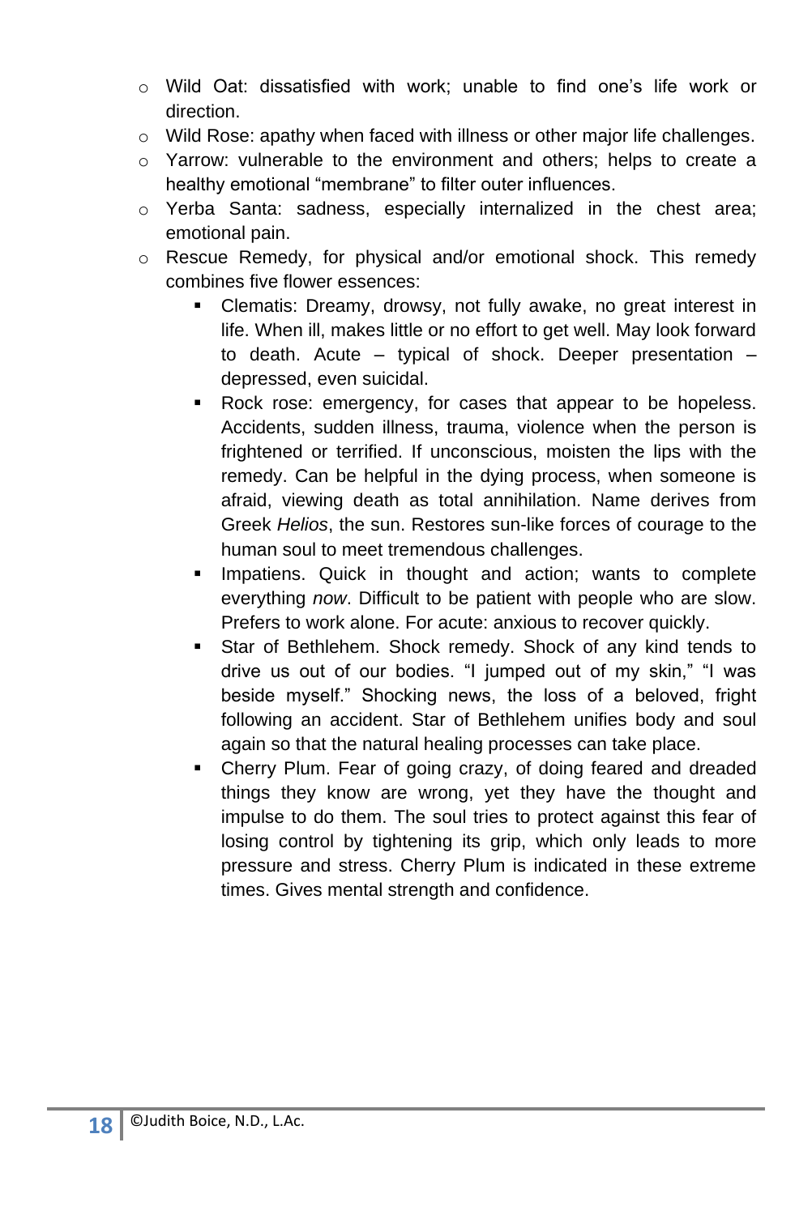- Wild Oat: dissatisfied with work; unable to find one's life work or direction.
- Wild Rose: apathy when faced with illness or other major life challenges.
- Yarrow: vulnerable to the environment and others; helps to create a healthy emotional "membrane" to filter outer influences.
- Yerba Santa: sadness, especially internalized in the chest area; emotional pain.
- Rescue Remedy, for physical and/or emotional shock. This remedy combines five flower essences:
    - Clematis: Dreamy, drowsy, not fully awake, no great interest in life. When ill, makes little or no effort to get well. May look forward to death. Acute – typical of shock. Deeper presentation – depressed, even suicidal.
    - Rock rose: emergency, for cases that appear to be hopeless. Accidents, sudden illness, trauma, violence when the person is frightened or terrified. If unconscious, moisten the lips with the remedy. Can be helpful in the dying process, when someone is afraid, viewing death as total annihilation. Name derives from Greek *Helios*, the sun. Restores sun-like forces of courage to the human soul to meet tremendous challenges.
    - Impatiens. Quick in thought and action; wants to complete everything *now*. Difficult to be patient with people who are slow. Prefers to work alone. For acute: anxious to recover quickly.
    - Star of Bethlehem. Shock remedy. Shock of any kind tends to drive us out of our bodies. "I jumped out of my skin," "I was beside myself." Shocking news, the loss of a beloved, fright following an accident. Star of Bethlehem unifies body and soul again so that the natural healing processes can take place.
    - Cherry Plum. Fear of going crazy, of doing feared and dreaded things they know are wrong, yet they have the thought and impulse to do them. The soul tries to protect against this fear of losing control by tightening its grip, which only leads to more pressure and stress. Cherry Plum is indicated in these extreme times. Gives mental strength and confidence.